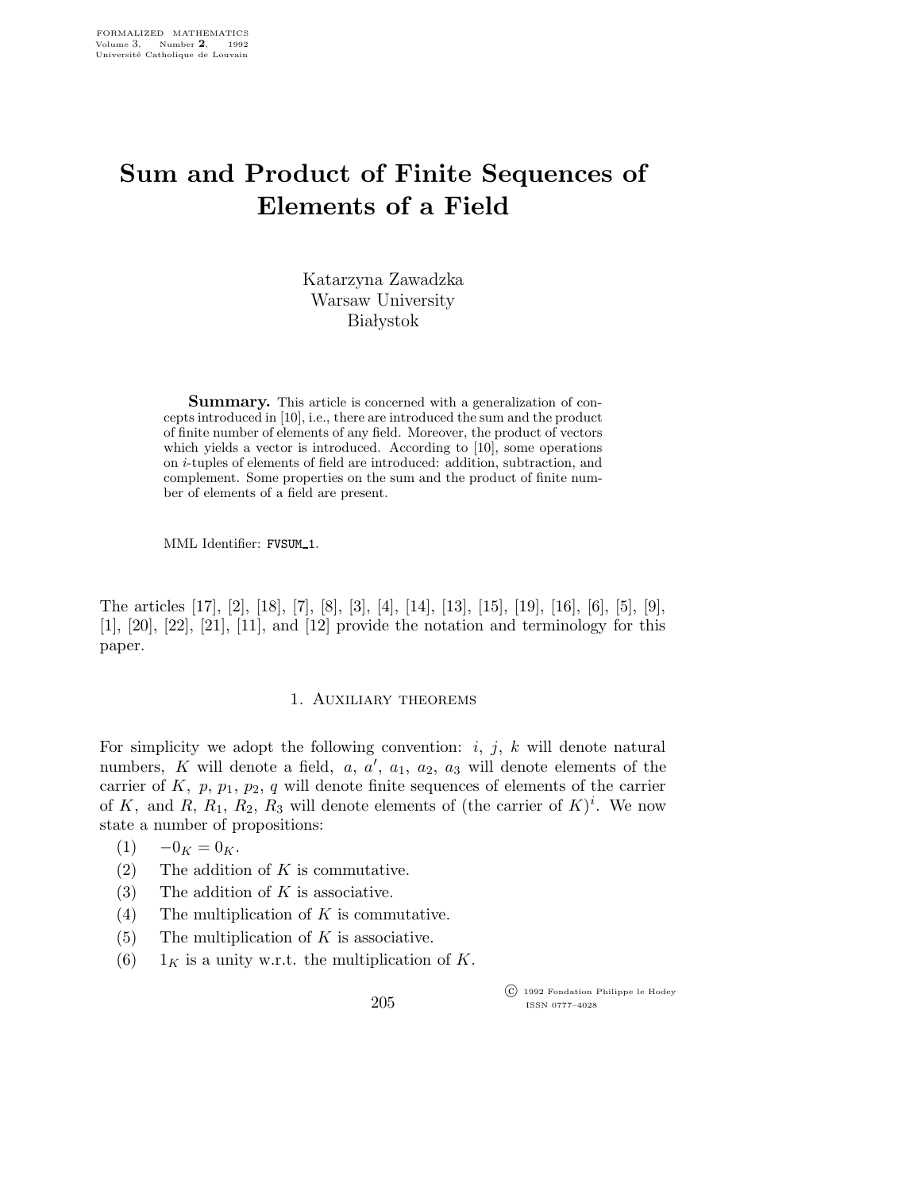# Sum and Product of Finite Sequences of Elements of a Field

Katarzyna Zawadzka
Warsaw University
Białystok

**Summary.** This article is concerned with a generalization of concepts introduced in [10], i.e., there are introduced the sum and the product of finite number of elements of any field. Moreover, the product of vectors which yields a vector is introduced. According to [10], some operations on $i$-tuples of elements of field are introduced: addition, subtraction, and complement. Some properties on the sum and the product of finite number of elements of a field are present.

MML Identifier: FVSUM_1.

The articles [17], [2], [18], [7], [8], [3], [4], [14], [13], [15], [19], [16], [6], [5], [9], [1], [20], [22], [21], [11], and [12] provide the notation and terminology for this paper.

## 1. Auxiliary theorems

For simplicity we adopt the following convention: $i$, $j$, $k$ will denote natural numbers, $K$ will denote a field, $a$, $a'$, $a_1$, $a_2$, $a_3$ will denote elements of the carrier of $K$, $p$, $p_1$, $p_2$, $q$ will denote finite sequences of elements of the carrier of $K$, and $R$, $R_1$, $R_2$, $R_3$ will denote elements of (the carrier of $K$)$^i$. We now state a number of propositions:

(1) $-0_K = 0_K$.

(2) The addition of $K$ is commutative.

(3) The addition of $K$ is associative.

(4) The multiplication of $K$ is commutative.

(5) The multiplication of $K$ is associative.

(6) $1_K$ is a unity w.r.t. the multiplication of $K$.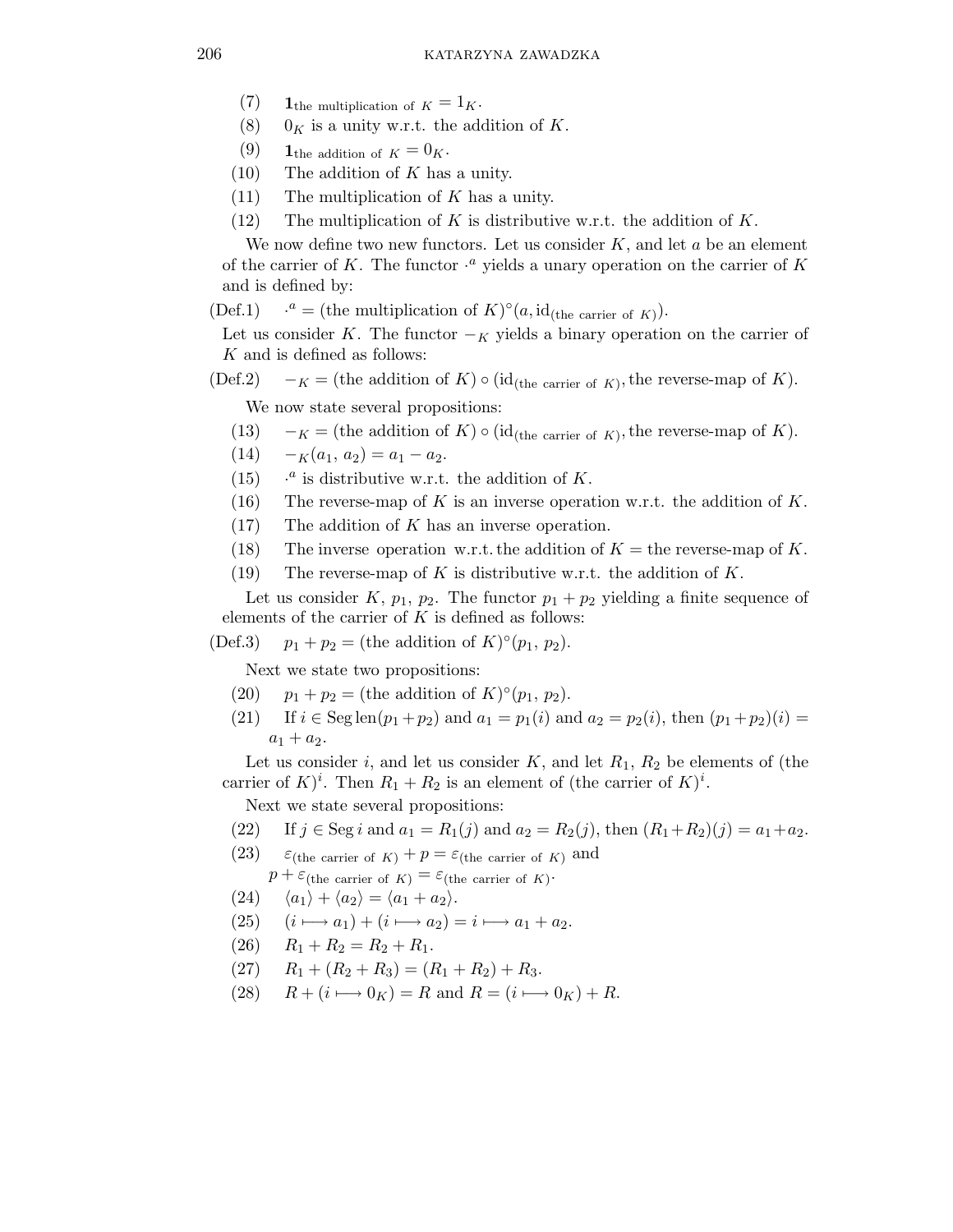(7) $\mathbf{1}_{\text{the multiplication of } K} = 1_K$.

(8) $0_K$ is a unity w.r.t. the addition of $K$.

(9) $\mathbf{1}_{\text{the addition of } K} = 0_K$.

(10) The addition of $K$ has a unity.

(11) The multiplication of $K$ has a unity.

(12) The multiplication of $K$ is distributive w.r.t. the addition of $K$.

We now define two new functors. Let us consider $K$, and let $a$ be an element of the carrier of $K$. The functor $\cdot^a$ yields a unary operation on the carrier of $K$ and is defined by:

(Def.1) $\cdot^a = (\text{the multiplication of } K)^{\circ}(a, \mathrm{id}_{(\text{the carrier of } K)})$.

Let us consider $K$. The functor $-_K$ yields a binary operation on the carrier of $K$ and is defined as follows:

(Def.2) $-_K = (\text{the addition of } K) \circ (\mathrm{id}_{(\text{the carrier of } K)}, \text{the reverse-map of } K)$.

We now state several propositions:

(13) $-_K = (\text{the addition of } K) \circ (\mathrm{id}_{(\text{the carrier of } K)}, \text{the reverse-map of } K)$.

(14) $-_K(a_1, a_2) = a_1 - a_2$.

(15) $\cdot^a$ is distributive w.r.t. the addition of $K$.

(16) The reverse-map of $K$ is an inverse operation w.r.t. the addition of $K$.

(17) The addition of $K$ has an inverse operation.

(18) The inverse operation w.r.t. the addition of $K$ = the reverse-map of $K$.

(19) The reverse-map of $K$ is distributive w.r.t. the addition of $K$.

Let us consider $K$, $p_1$, $p_2$. The functor $p_1 + p_2$ yielding a finite sequence of elements of the carrier of $K$ is defined as follows:

(Def.3) $p_1 + p_2 = (\text{the addition of } K)^{\circ}(p_1, p_2)$.

Next we state two propositions:

(20) $p_1 + p_2 = (\text{the addition of } K)^{\circ}(p_1, p_2)$.

(21) If $i \in \mathrm{Seg}\,\mathrm{len}(p_1 + p_2)$ and $a_1 = p_1(i)$ and $a_2 = p_2(i)$, then $(p_1 + p_2)(i) = a_1 + a_2$.

Let us consider $i$, and let us consider $K$, and let $R_1$, $R_2$ be elements of (the carrier of $K)^i$. Then $R_1 + R_2$ is an element of (the carrier of $K)^i$.

Next we state several propositions:

(22) If $j \in \mathrm{Seg}\, i$ and $a_1 = R_1(j)$ and $a_2 = R_2(j)$, then $(R_1 + R_2)(j) = a_1 + a_2$.

(23) $\varepsilon_{(\text{the carrier of } K)} + p = \varepsilon_{(\text{the carrier of } K)}$ and $p + \varepsilon_{(\text{the carrier of } K)} = \varepsilon_{(\text{the carrier of } K)}$.

(24) $\langle a_1 \rangle + \langle a_2 \rangle = \langle a_1 + a_2 \rangle$.

(25) $(i \longmapsto a_1) + (i \longmapsto a_2) = i \longmapsto a_1 + a_2$.

(26) $R_1 + R_2 = R_2 + R_1$.

(27) $R_1 + (R_2 + R_3) = (R_1 + R_2) + R_3$.

(28) $R + (i \longmapsto 0_K) = R$ and $R = (i \longmapsto 0_K) + R$.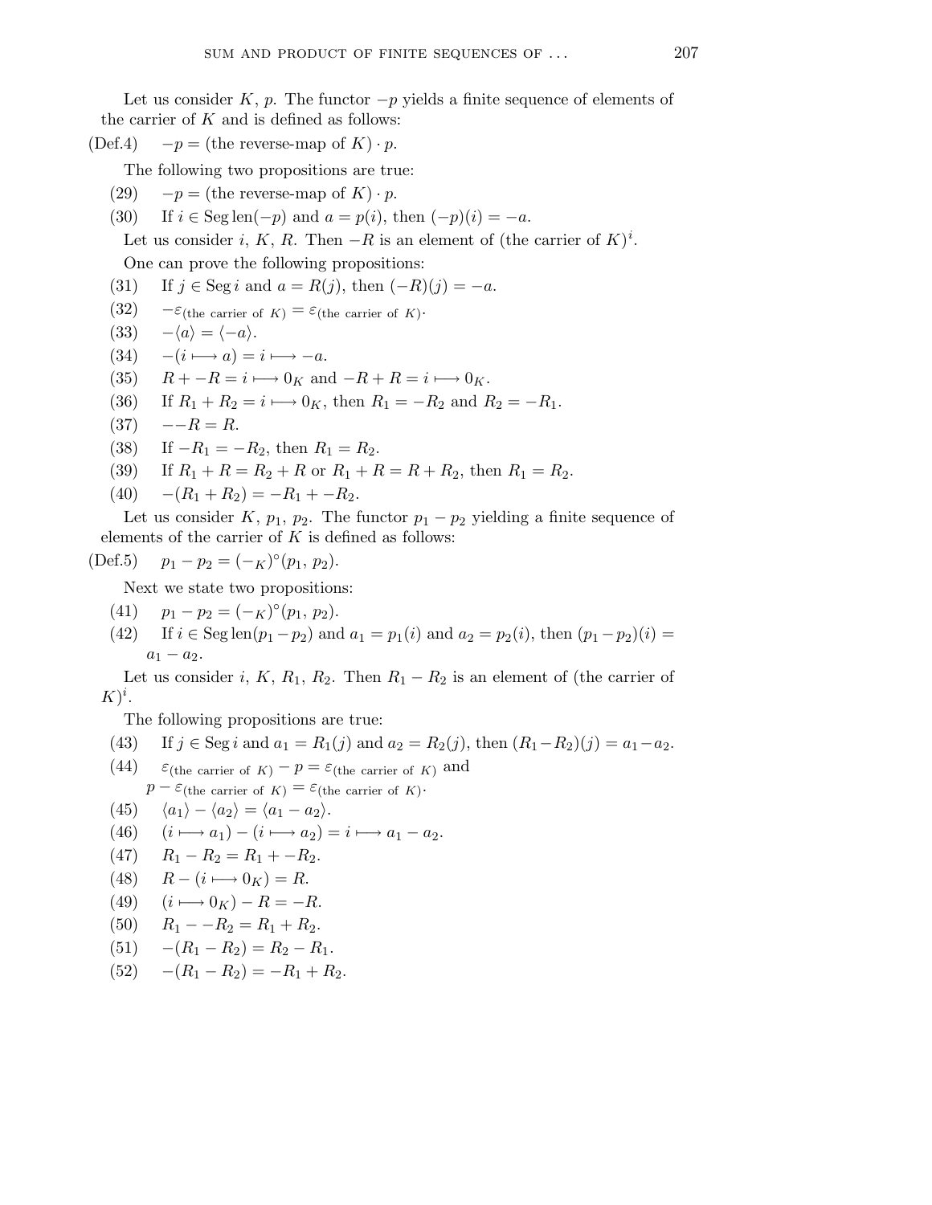Let us consider $K$, $p$. The functor $-p$ yields a finite sequence of elements of the carrier of $K$ and is defined as follows:

(Def.4) $-p =$ (the reverse-map of $K$) $\cdot\, p$.

The following two propositions are true:

(29) $-p =$ (the reverse-map of $K$) $\cdot\, p$.

(30) If $i \in \operatorname{Seg}\operatorname{len}(-p)$ and $a = p(i)$, then $(-p)(i) = -a$.

Let us consider $i$, $K$, $R$. Then $-R$ is an element of (the carrier of $K)^i$.

One can prove the following propositions:

(31) If $j \in \operatorname{Seg} i$ and $a = R(j)$, then $(-R)(j) = -a$.

(32) $-\varepsilon_{(\text{the carrier of } K)} = \varepsilon_{(\text{the carrier of } K)}$.

(33) $-\langle a \rangle = \langle -a \rangle$.

(34) $-(i \longmapsto a) = i \longmapsto -a$.

(35) $R + -R = i \longmapsto 0_K$ and $-R + R = i \longmapsto 0_K$.

(36) If $R_1 + R_2 = i \longmapsto 0_K$, then $R_1 = -R_2$ and $R_2 = -R_1$.

(37) $--R = R$.

(38) If $-R_1 = -R_2$, then $R_1 = R_2$.

(39) If $R_1 + R = R_2 + R$ or $R_1 + R = R + R_2$, then $R_1 = R_2$.

(40) $-(R_1 + R_2) = -R_1 + -R_2$.

Let us consider $K$, $p_1$, $p_2$. The functor $p_1 - p_2$ yielding a finite sequence of elements of the carrier of $K$ is defined as follows:

(Def.5) $p_1 - p_2 = (-_K)^\circ(p_1, p_2)$.

Next we state two propositions:

(41) $p_1 - p_2 = (-_K)^\circ(p_1, p_2)$.

(42) If $i \in \operatorname{Seg}\operatorname{len}(p_1 - p_2)$ and $a_1 = p_1(i)$ and $a_2 = p_2(i)$, then $(p_1 - p_2)(i) = a_1 - a_2$.

Let us consider $i$, $K$, $R_1$, $R_2$. Then $R_1 - R_2$ is an element of (the carrier of $K)^i$.

The following propositions are true:

(43) If $j \in \operatorname{Seg} i$ and $a_1 = R_1(j)$ and $a_2 = R_2(j)$, then $(R_1 - R_2)(j) = a_1 - a_2$.

(44) $\varepsilon_{(\text{the carrier of } K)} - p = \varepsilon_{(\text{the carrier of } K)}$ and $p - \varepsilon_{(\text{the carrier of } K)} = \varepsilon_{(\text{the carrier of } K)}$.

(45) $\langle a_1 \rangle - \langle a_2 \rangle = \langle a_1 - a_2 \rangle$.

(46) $(i \longmapsto a_1) - (i \longmapsto a_2) = i \longmapsto a_1 - a_2$.

(47) $R_1 - R_2 = R_1 + -R_2$.

(48) $R - (i \longmapsto 0_K) = R$.

(49) $(i \longmapsto 0_K) - R = -R$.

(50) $R_1 - -R_2 = R_1 + R_2$.

(51) $-(R_1 - R_2) = R_2 - R_1$.

(52) $-(R_1 - R_2) = -R_1 + R_2$.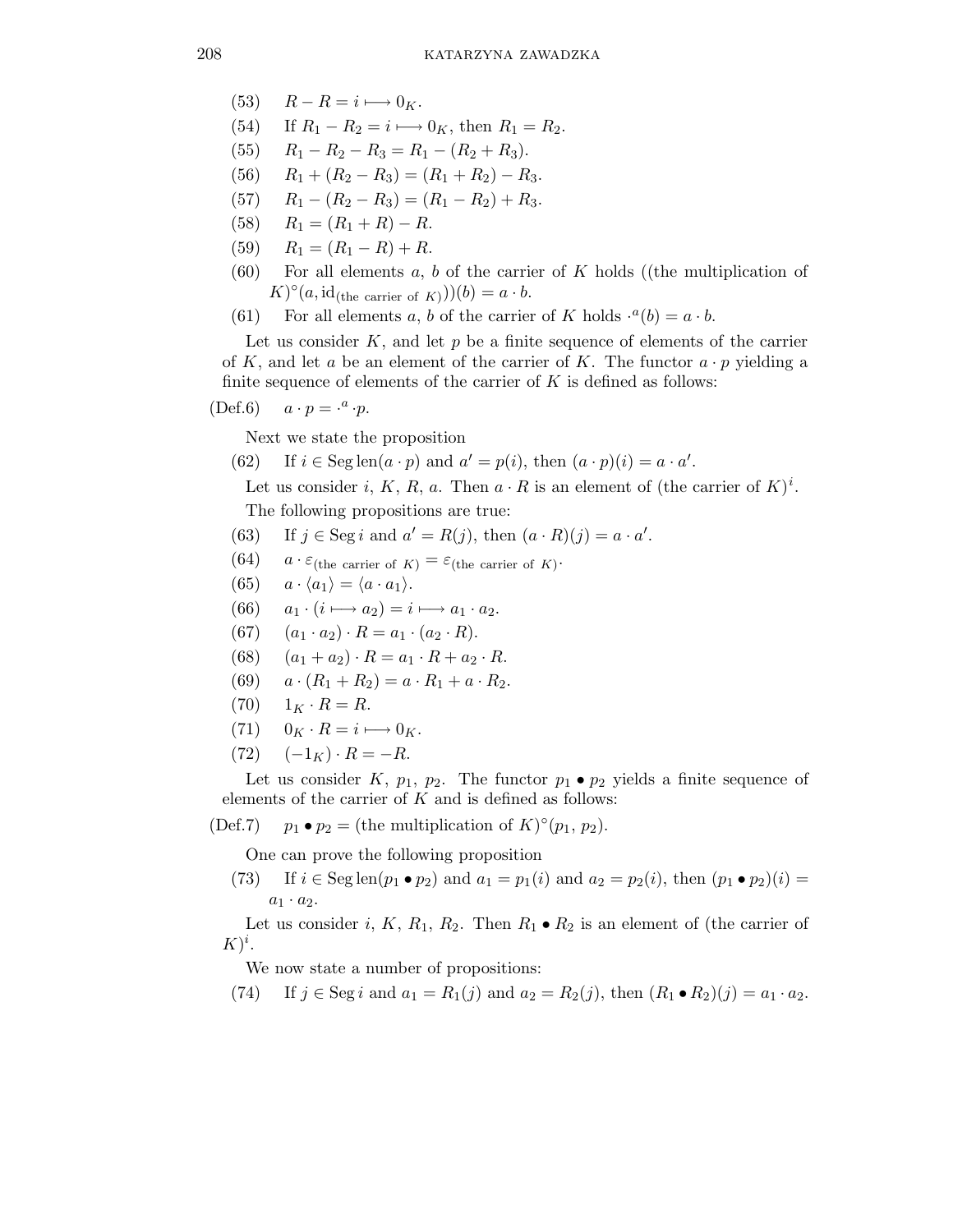(53) $R - R = i \longmapsto 0_K$.

(54) If $R_1 - R_2 = i \longmapsto 0_K$, then $R_1 = R_2$.

(55) $R_1 - R_2 - R_3 = R_1 - (R_2 + R_3)$.

(56) $R_1 + (R_2 - R_3) = (R_1 + R_2) - R_3$.

(57) $R_1 - (R_2 - R_3) = (R_1 - R_2) + R_3$.

(58) $R_1 = (R_1 + R) - R$.

(59) $R_1 = (R_1 - R) + R$.

(60) For all elements $a$, $b$ of the carrier of $K$ holds ((the multiplication of $K)^\circ(a, \mathrm{id}_{(\text{the carrier of } K)}))(b) = a \cdot b$.

(61) For all elements $a$, $b$ of the carrier of $K$ holds $\cdot^a(b) = a \cdot b$.

Let us consider $K$, and let $p$ be a finite sequence of elements of the carrier of $K$, and let $a$ be an element of the carrier of $K$. The functor $a \cdot p$ yielding a finite sequence of elements of the carrier of $K$ is defined as follows:

(Def.6) $a \cdot p = \cdot^a \cdot p$.

Next we state the proposition

(62) If $i \in \mathrm{Seg}\,\mathrm{len}(a \cdot p)$ and $a' = p(i)$, then $(a \cdot p)(i) = a \cdot a'$.

Let us consider $i$, $K$, $R$, $a$. Then $a \cdot R$ is an element of (the carrier of $K)^i$.

The following propositions are true:

(63) If $j \in \mathrm{Seg}\,i$ and $a' = R(j)$, then $(a \cdot R)(j) = a \cdot a'$.

(64) $a \cdot \varepsilon_{(\text{the carrier of } K)} = \varepsilon_{(\text{the carrier of } K)}$.

(65) $a \cdot \langle a_1 \rangle = \langle a \cdot a_1 \rangle$.

(66) $a_1 \cdot (i \longmapsto a_2) = i \longmapsto a_1 \cdot a_2$.

(67) $(a_1 \cdot a_2) \cdot R = a_1 \cdot (a_2 \cdot R)$.

(68) $(a_1 + a_2) \cdot R = a_1 \cdot R + a_2 \cdot R$.

(69) $a \cdot (R_1 + R_2) = a \cdot R_1 + a \cdot R_2$.

(70) $1_K \cdot R = R$.

(71) $0_K \cdot R = i \longmapsto 0_K$.

(72) $(-1_K) \cdot R = -R$.

Let us consider $K$, $p_1$, $p_2$. The functor $p_1 \bullet p_2$ yields a finite sequence of elements of the carrier of $K$ and is defined as follows:

(Def.7) $p_1 \bullet p_2 =$ (the multiplication of $K)^\circ(p_1, p_2)$.

One can prove the following proposition

(73) If $i \in \mathrm{Seg}\,\mathrm{len}(p_1 \bullet p_2)$ and $a_1 = p_1(i)$ and $a_2 = p_2(i)$, then $(p_1 \bullet p_2)(i) = a_1 \cdot a_2$.

Let us consider $i$, $K$, $R_1$, $R_2$. Then $R_1 \bullet R_2$ is an element of (the carrier of $K)^i$.

We now state a number of propositions:

(74) If $j \in \mathrm{Seg}\,i$ and $a_1 = R_1(j)$ and $a_2 = R_2(j)$, then $(R_1 \bullet R_2)(j) = a_1 \cdot a_2$.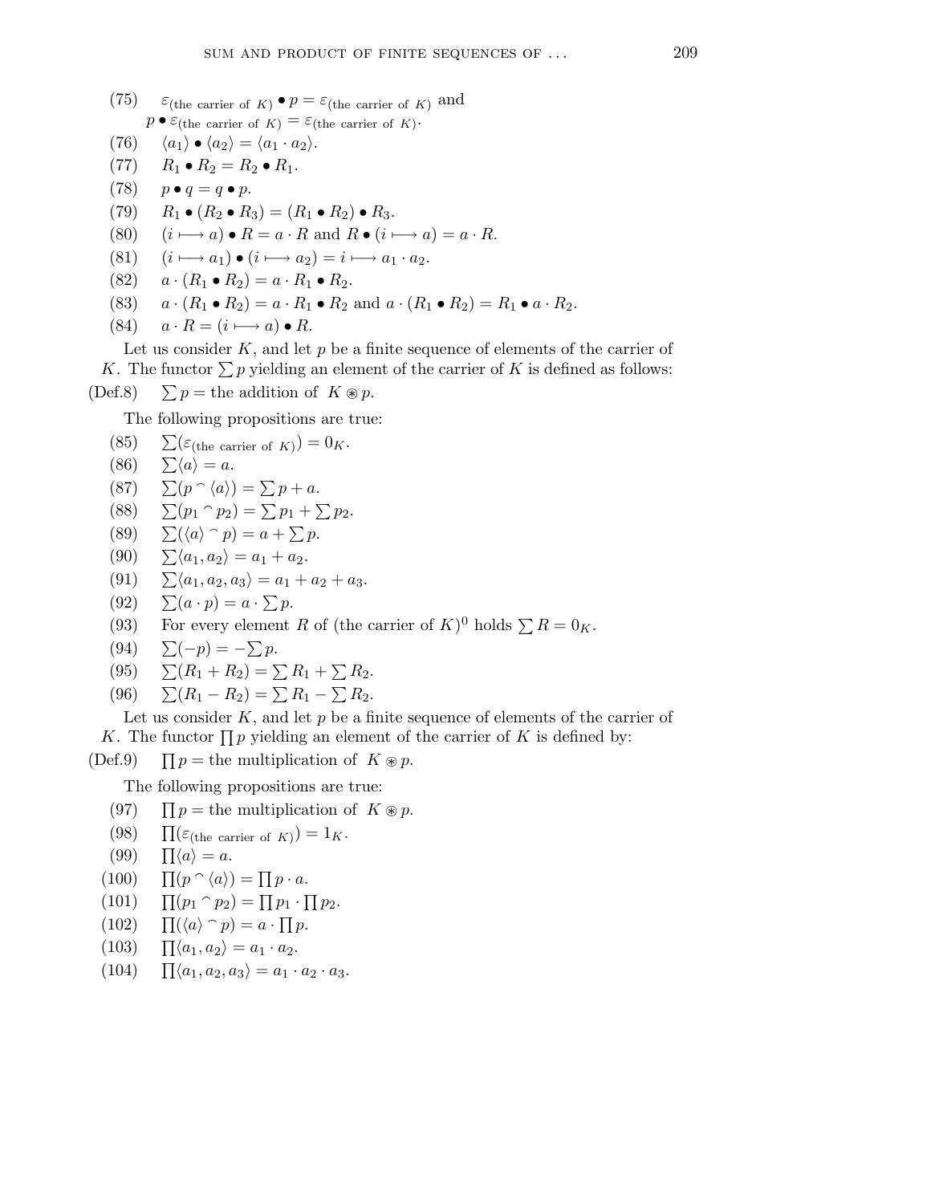(75) $\varepsilon_{(\text{the carrier of } K)} \bullet p = \varepsilon_{(\text{the carrier of } K)}$ and $p \bullet \varepsilon_{(\text{the carrier of } K)} = \varepsilon_{(\text{the carrier of } K)}$.

(76) $\langle a_1 \rangle \bullet \langle a_2 \rangle = \langle a_1 \cdot a_2 \rangle$.

(77) $R_1 \bullet R_2 = R_2 \bullet R_1$.

(78) $p \bullet q = q \bullet p$.

(79) $R_1 \bullet (R_2 \bullet R_3) = (R_1 \bullet R_2) \bullet R_3$.

(80) $(i \longmapsto a) \bullet R = a \cdot R$ and $R \bullet (i \longmapsto a) = a \cdot R$.

(81) $(i \longmapsto a_1) \bullet (i \longmapsto a_2) = i \longmapsto a_1 \cdot a_2$.

(82) $a \cdot (R_1 \bullet R_2) = a \cdot R_1 \bullet R_2$.

(83) $a \cdot (R_1 \bullet R_2) = a \cdot R_1 \bullet R_2$ and $a \cdot (R_1 \bullet R_2) = R_1 \bullet a \cdot R_2$.

(84) $a \cdot R = (i \longmapsto a) \bullet R$.

Let us consider $K$, and let $p$ be a finite sequence of elements of the carrier of $K$. The functor $\sum p$ yielding an element of the carrier of $K$ is defined as follows:

(Def.8) $\sum p =$ the addition of $K \circledast p$.

The following propositions are true:

(85) $\sum(\varepsilon_{(\text{the carrier of } K)}) = 0_K$.

(86) $\sum\langle a \rangle = a$.

(87) $\sum(p \frown \langle a \rangle) = \sum p + a$.

(88) $\sum(p_1 \frown p_2) = \sum p_1 + \sum p_2$.

(89) $\sum(\langle a \rangle \frown p) = a + \sum p$.

(90) $\sum\langle a_1, a_2 \rangle = a_1 + a_2$.

(91) $\sum\langle a_1, a_2, a_3 \rangle = a_1 + a_2 + a_3$.

(92) $\sum(a \cdot p) = a \cdot \sum p$.

(93) For every element $R$ of (the carrier of $K)^0$ holds $\sum R = 0_K$.

(94) $\sum(-p) = -\sum p$.

(95) $\sum(R_1 + R_2) = \sum R_1 + \sum R_2$.

(96) $\sum(R_1 - R_2) = \sum R_1 - \sum R_2$.

Let us consider $K$, and let $p$ be a finite sequence of elements of the carrier of $K$. The functor $\prod p$ yielding an element of the carrier of $K$ is defined by:

(Def.9) $\prod p =$ the multiplication of $K \circledast p$.

The following propositions are true:

(97) $\prod p =$ the multiplication of $K \circledast p$.

(98) $\prod(\varepsilon_{(\text{the carrier of } K)}) = 1_K$.

(99) $\prod\langle a \rangle = a$.

(100) $\prod(p \frown \langle a \rangle) = \prod p \cdot a$.

(101) $\prod(p_1 \frown p_2) = \prod p_1 \cdot \prod p_2$.

(102) $\prod(\langle a \rangle \frown p) = a \cdot \prod p$.

(103) $\prod\langle a_1, a_2 \rangle = a_1 \cdot a_2$.

(104) $\prod\langle a_1, a_2, a_3 \rangle = a_1 \cdot a_2 \cdot a_3$.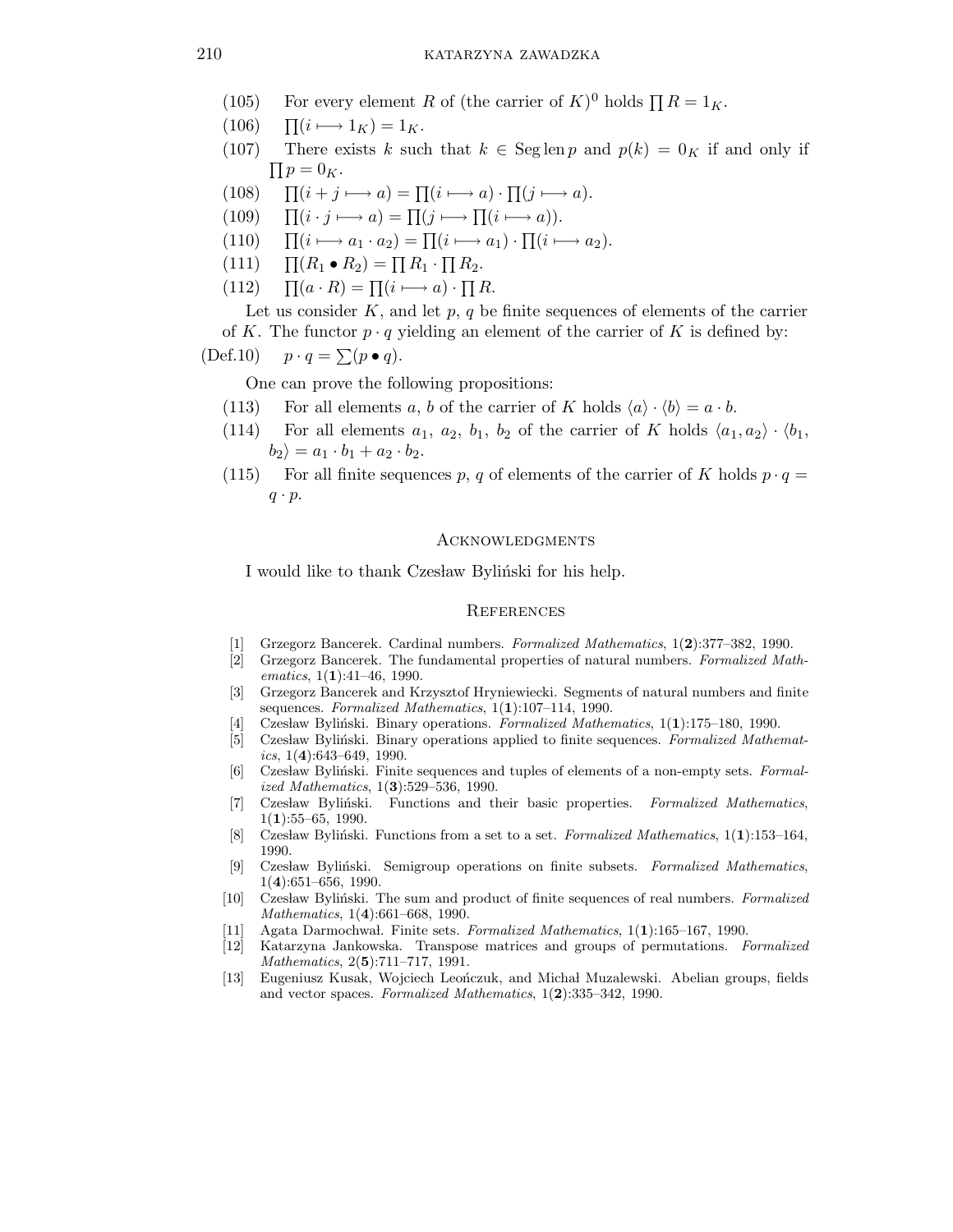(105) For every element $R$ of (the carrier of $K$)$^0$ holds $\prod R = 1_K$.

(106) $\prod(i \longmapsto 1_K) = 1_K$.

(107) There exists $k$ such that $k \in \operatorname{Seg} \operatorname{len} p$ and $p(k) = 0_K$ if and only if $\prod p = 0_K$.

(108) $\prod(i + j \longmapsto a) = \prod(i \longmapsto a) \cdot \prod(j \longmapsto a)$.

(109) $\prod(i \cdot j \longmapsto a) = \prod(j \longmapsto \prod(i \longmapsto a))$.

(110) $\prod(i \longmapsto a_1 \cdot a_2) = \prod(i \longmapsto a_1) \cdot \prod(i \longmapsto a_2)$.

(111) $\prod(R_1 \bullet R_2) = \prod R_1 \cdot \prod R_2$.

(112) $\prod(a \cdot R) = \prod(i \longmapsto a) \cdot \prod R$.

Let us consider $K$, and let $p$, $q$ be finite sequences of elements of the carrier of $K$. The functor $p \cdot q$ yielding an element of the carrier of $K$ is defined by:

(Def.10) $p \cdot q = \sum(p \bullet q)$.

One can prove the following propositions:

(113) For all elements $a$, $b$ of the carrier of $K$ holds $\langle a \rangle \cdot \langle b \rangle = a \cdot b$.

(114) For all elements $a_1$, $a_2$, $b_1$, $b_2$ of the carrier of $K$ holds $\langle a_1, a_2 \rangle \cdot \langle b_1, b_2 \rangle = a_1 \cdot b_1 + a_2 \cdot b_2$.

(115) For all finite sequences $p$, $q$ of elements of the carrier of $K$ holds $p \cdot q = q \cdot p$.

## Acknowledgments

I would like to thank Czesław Byliński for his help.

## References

[1] Grzegorz Bancerek. Cardinal numbers. *Formalized Mathematics*, 1(**2**):377–382, 1990.

[2] Grzegorz Bancerek. The fundamental properties of natural numbers. *Formalized Mathematics*, 1(**1**):41–46, 1990.

[3] Grzegorz Bancerek and Krzysztof Hryniewiecki. Segments of natural numbers and finite sequences. *Formalized Mathematics*, 1(**1**):107–114, 1990.

[4] Czesław Byliński. Binary operations. *Formalized Mathematics*, 1(**1**):175–180, 1990.

[5] Czesław Byliński. Binary operations applied to finite sequences. *Formalized Mathematics*, 1(**4**):643–649, 1990.

[6] Czesław Byliński. Finite sequences and tuples of elements of a non-empty sets. *Formalized Mathematics*, 1(**3**):529–536, 1990.

[7] Czesław Byliński. Functions and their basic properties. *Formalized Mathematics*, 1(**1**):55–65, 1990.

[8] Czesław Byliński. Functions from a set to a set. *Formalized Mathematics*, 1(**1**):153–164, 1990.

[9] Czesław Byliński. Semigroup operations on finite subsets. *Formalized Mathematics*, 1(**4**):651–656, 1990.

[10] Czesław Byliński. The sum and product of finite sequences of real numbers. *Formalized Mathematics*, 1(**4**):661–668, 1990.

[11] Agata Darmochwał. Finite sets. *Formalized Mathematics*, 1(**1**):165–167, 1990.

[12] Katarzyna Jankowska. Transpose matrices and groups of permutations. *Formalized Mathematics*, 2(**5**):711–717, 1991.

[13] Eugeniusz Kusak, Wojciech Leończuk, and Michał Muzalewski. Abelian groups, fields and vector spaces. *Formalized Mathematics*, 1(**2**):335–342, 1990.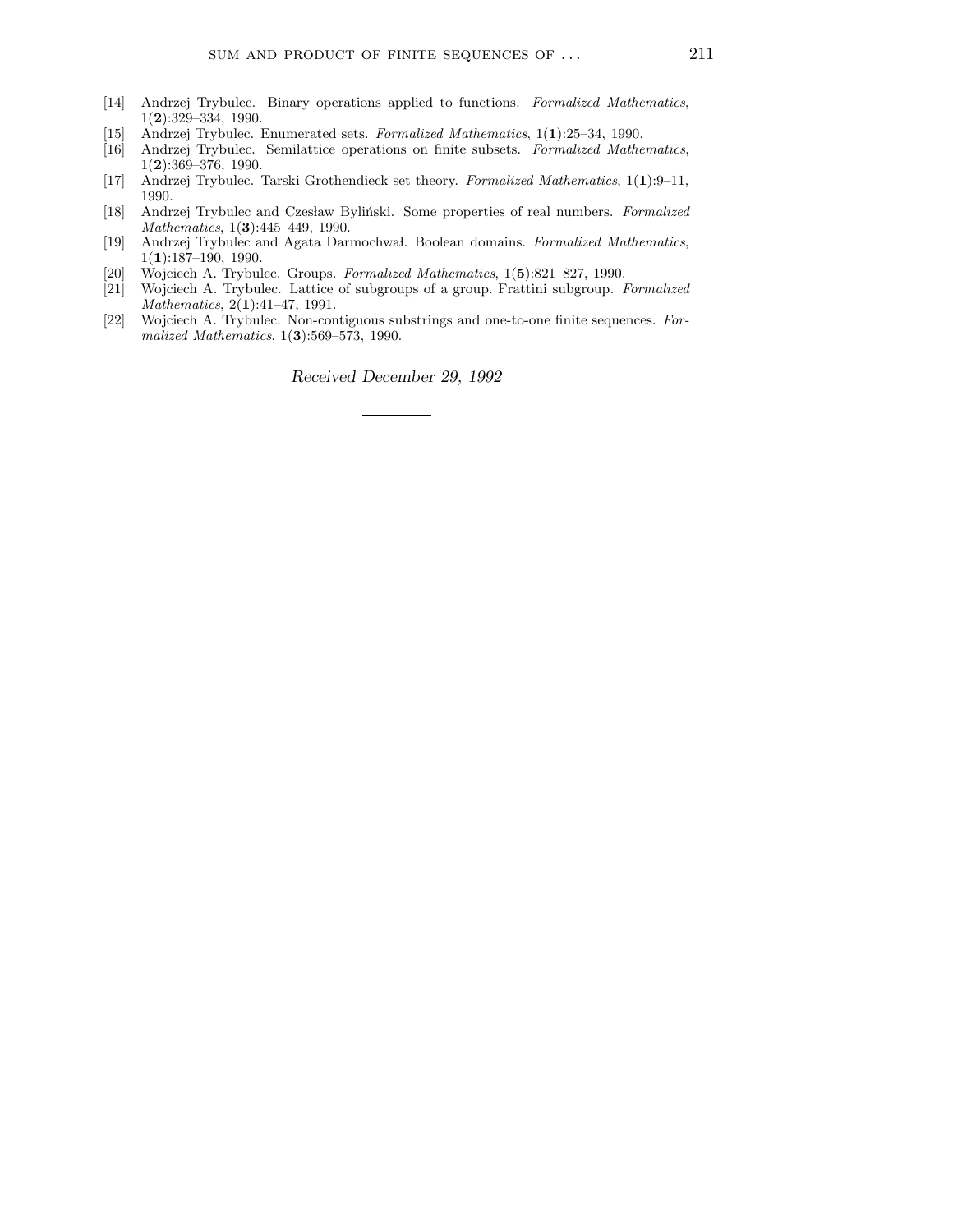[14] Andrzej Trybulec. Binary operations applied to functions. *Formalized Mathematics*, 1(**2**):329–334, 1990.

[15] Andrzej Trybulec. Enumerated sets. *Formalized Mathematics*, 1(**1**):25–34, 1990.

[16] Andrzej Trybulec. Semilattice operations on finite subsets. *Formalized Mathematics*, 1(**2**):369–376, 1990.

[17] Andrzej Trybulec. Tarski Grothendieck set theory. *Formalized Mathematics*, 1(**1**):9–11, 1990.

[18] Andrzej Trybulec and Czesław Byliński. Some properties of real numbers. *Formalized Mathematics*, 1(**3**):445–449, 1990.

[19] Andrzej Trybulec and Agata Darmochwał. Boolean domains. *Formalized Mathematics*, 1(**1**):187–190, 1990.

[20] Wojciech A. Trybulec. Groups. *Formalized Mathematics*, 1(**5**):821–827, 1990.

[21] Wojciech A. Trybulec. Lattice of subgroups of a group. Frattini subgroup. *Formalized Mathematics*, 2(**1**):41–47, 1991.

[22] Wojciech A. Trybulec. Non-contiguous substrings and one-to-one finite sequences. *Formalized Mathematics*, 1(**3**):569–573, 1990.

*Received December 29, 1992*